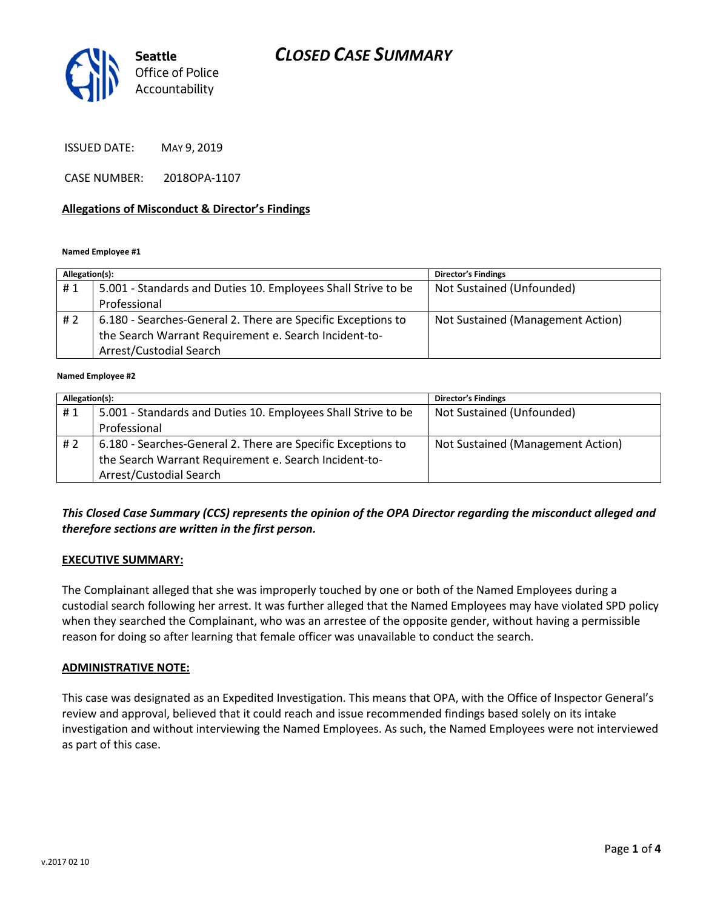# CLOSED CASE SUMMARY

**Seattle** Office of Police Accountability

ISSUED DATE: MAY 9, 2019

CASE NUMBER: 2018OPA-1107

## Allegations of Misconduct & Director's Findings

**Named Employee #1**

| Allegation(s): | | Director's Findings |
|---|---|---|
| # 1 | 5.001 - Standards and Duties 10. Employees Shall Strive to be Professional | Not Sustained (Unfounded) |
| # 2 | 6.180 - Searches-General 2. There are Specific Exceptions to the Search Warrant Requirement e. Search Incident-to-Arrest/Custodial Search | Not Sustained (Management Action) |

**Named Employee #2**

| Allegation(s): | | Director's Findings |
|---|---|---|
| # 1 | 5.001 - Standards and Duties 10. Employees Shall Strive to be Professional | Not Sustained (Unfounded) |
| # 2 | 6.180 - Searches-General 2. There are Specific Exceptions to the Search Warrant Requirement e. Search Incident-to-Arrest/Custodial Search | Not Sustained (Management Action) |

***This Closed Case Summary (CCS) represents the opinion of the OPA Director regarding the misconduct alleged and therefore sections are written in the first person.***

**EXECUTIVE SUMMARY:**

The Complainant alleged that she was improperly touched by one or both of the Named Employees during a custodial search following her arrest. It was further alleged that the Named Employees may have violated SPD policy when they searched the Complainant, who was an arrestee of the opposite gender, without having a permissible reason for doing so after learning that female officer was unavailable to conduct the search.

**ADMINISTRATIVE NOTE:**

This case was designated as an Expedited Investigation. This means that OPA, with the Office of Inspector General's review and approval, believed that it could reach and issue recommended findings based solely on its intake investigation and without interviewing the Named Employees. As such, the Named Employees were not interviewed as part of this case.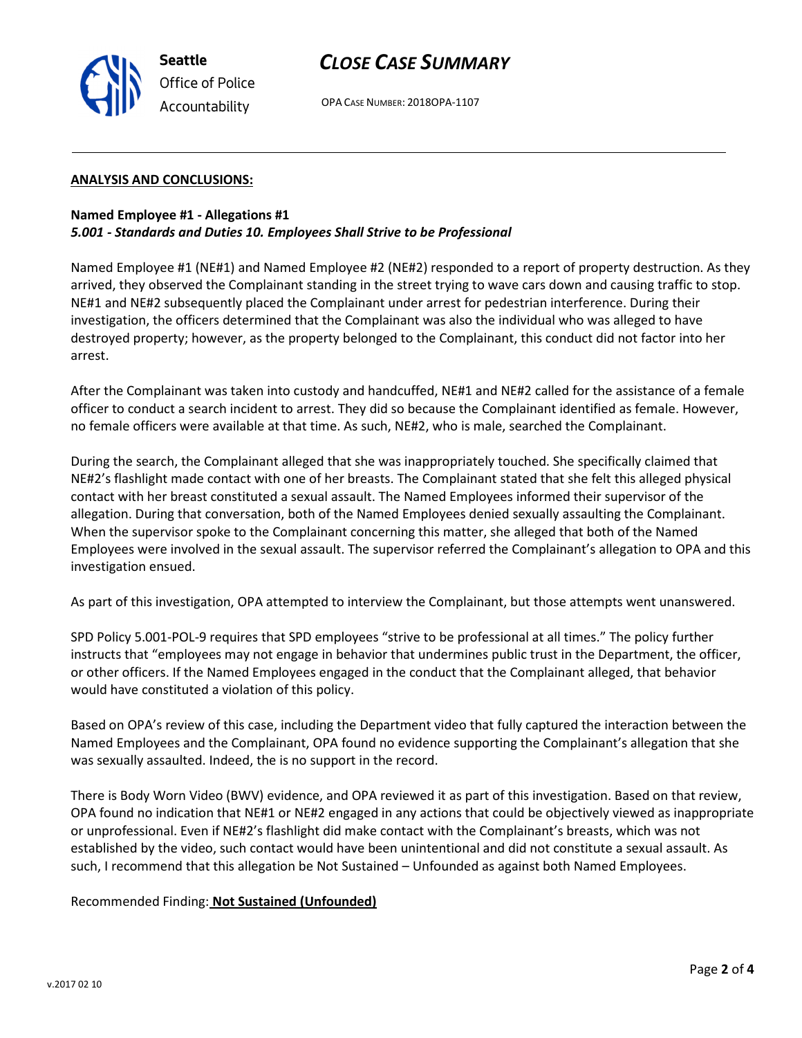**ANALYSIS AND CONCLUSIONS:**

**Named Employee #1 - Allegations #1**
***5.001 - Standards and Duties 10. Employees Shall Strive to be Professional***

Named Employee #1 (NE#1) and Named Employee #2 (NE#2) responded to a report of property destruction. As they arrived, they observed the Complainant standing in the street trying to wave cars down and causing traffic to stop. NE#1 and NE#2 subsequently placed the Complainant under arrest for pedestrian interference. During their investigation, the officers determined that the Complainant was also the individual who was alleged to have destroyed property; however, as the property belonged to the Complainant, this conduct did not factor into her arrest.

After the Complainant was taken into custody and handcuffed, NE#1 and NE#2 called for the assistance of a female officer to conduct a search incident to arrest. They did so because the Complainant identified as female. However, no female officers were available at that time. As such, NE#2, who is male, searched the Complainant.

During the search, the Complainant alleged that she was inappropriately touched. She specifically claimed that NE#2's flashlight made contact with one of her breasts. The Complainant stated that she felt this alleged physical contact with her breast constituted a sexual assault. The Named Employees informed their supervisor of the allegation. During that conversation, both of the Named Employees denied sexually assaulting the Complainant. When the supervisor spoke to the Complainant concerning this matter, she alleged that both of the Named Employees were involved in the sexual assault. The supervisor referred the Complainant's allegation to OPA and this investigation ensued.

As part of this investigation, OPA attempted to interview the Complainant, but those attempts went unanswered.

SPD Policy 5.001-POL-9 requires that SPD employees "strive to be professional at all times." The policy further instructs that "employees may not engage in behavior that undermines public trust in the Department, the officer, or other officers. If the Named Employees engaged in the conduct that the Complainant alleged, that behavior would have constituted a violation of this policy.

Based on OPA's review of this case, including the Department video that fully captured the interaction between the Named Employees and the Complainant, OPA found no evidence supporting the Complainant's allegation that she was sexually assaulted. Indeed, the is no support in the record.

There is Body Worn Video (BWV) evidence, and OPA reviewed it as part of this investigation. Based on that review, OPA found no indication that NE#1 or NE#2 engaged in any actions that could be objectively viewed as inappropriate or unprofessional. Even if NE#2's flashlight did make contact with the Complainant's breasts, which was not established by the video, such contact would have been unintentional and did not constitute a sexual assault. As such, I recommend that this allegation be Not Sustained – Unfounded as against both Named Employees.

Recommended Finding: **Not Sustained (Unfounded)**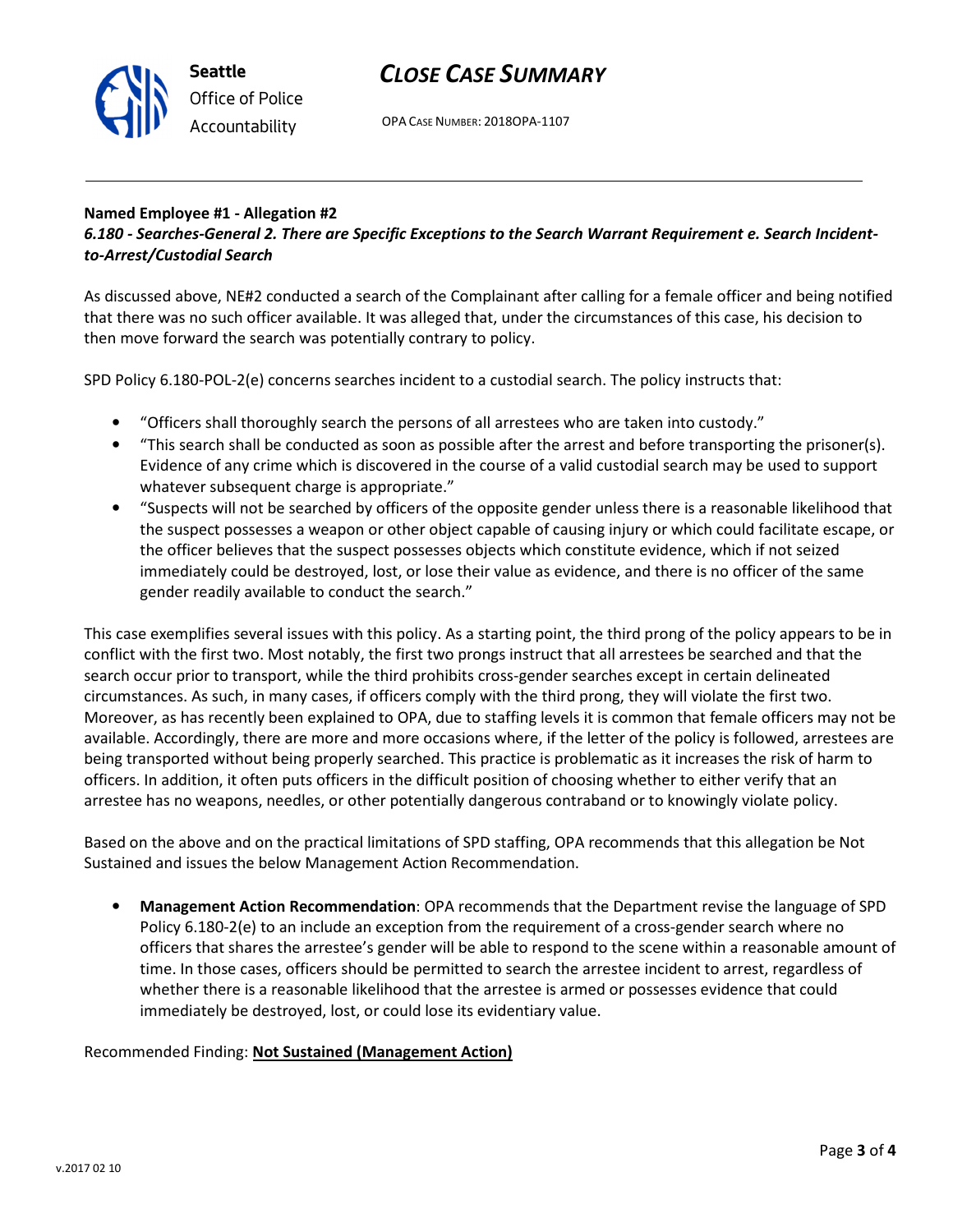**Named Employee #1 - Allegation #2**
***6.180 - Searches-General 2. There are Specific Exceptions to the Search Warrant Requirement e. Search Incident-to-Arrest/Custodial Search***

As discussed above, NE#2 conducted a search of the Complainant after calling for a female officer and being notified that there was no such officer available. It was alleged that, under the circumstances of this case, his decision to then move forward the search was potentially contrary to policy.

SPD Policy 6.180-POL-2(e) concerns searches incident to a custodial search. The policy instructs that:

- "Officers shall thoroughly search the persons of all arrestees who are taken into custody."
- "This search shall be conducted as soon as possible after the arrest and before transporting the prisoner(s). Evidence of any crime which is discovered in the course of a valid custodial search may be used to support whatever subsequent charge is appropriate."
- "Suspects will not be searched by officers of the opposite gender unless there is a reasonable likelihood that the suspect possesses a weapon or other object capable of causing injury or which could facilitate escape, or the officer believes that the suspect possesses objects which constitute evidence, which if not seized immediately could be destroyed, lost, or lose their value as evidence, and there is no officer of the same gender readily available to conduct the search."

This case exemplifies several issues with this policy. As a starting point, the third prong of the policy appears to be in conflict with the first two. Most notably, the first two prongs instruct that all arrestees be searched and that the search occur prior to transport, while the third prohibits cross-gender searches except in certain delineated circumstances. As such, in many cases, if officers comply with the third prong, they will violate the first two. Moreover, as has recently been explained to OPA, due to staffing levels it is common that female officers may not be available. Accordingly, there are more and more occasions where, if the letter of the policy is followed, arrestees are being transported without being properly searched. This practice is problematic as it increases the risk of harm to officers. In addition, it often puts officers in the difficult position of choosing whether to either verify that an arrestee has no weapons, needles, or other potentially dangerous contraband or to knowingly violate policy.

Based on the above and on the practical limitations of SPD staffing, OPA recommends that this allegation be Not Sustained and issues the below Management Action Recommendation.

- **Management Action Recommendation**: OPA recommends that the Department revise the language of SPD Policy 6.180-2(e) to an include an exception from the requirement of a cross-gender search where no officers that shares the arrestee's gender will be able to respond to the scene within a reasonable amount of time. In those cases, officers should be permitted to search the arrestee incident to arrest, regardless of whether there is a reasonable likelihood that the arrestee is armed or possesses evidence that could immediately be destroyed, lost, or could lose its evidentiary value.

Recommended Finding: **Not Sustained (Management Action)**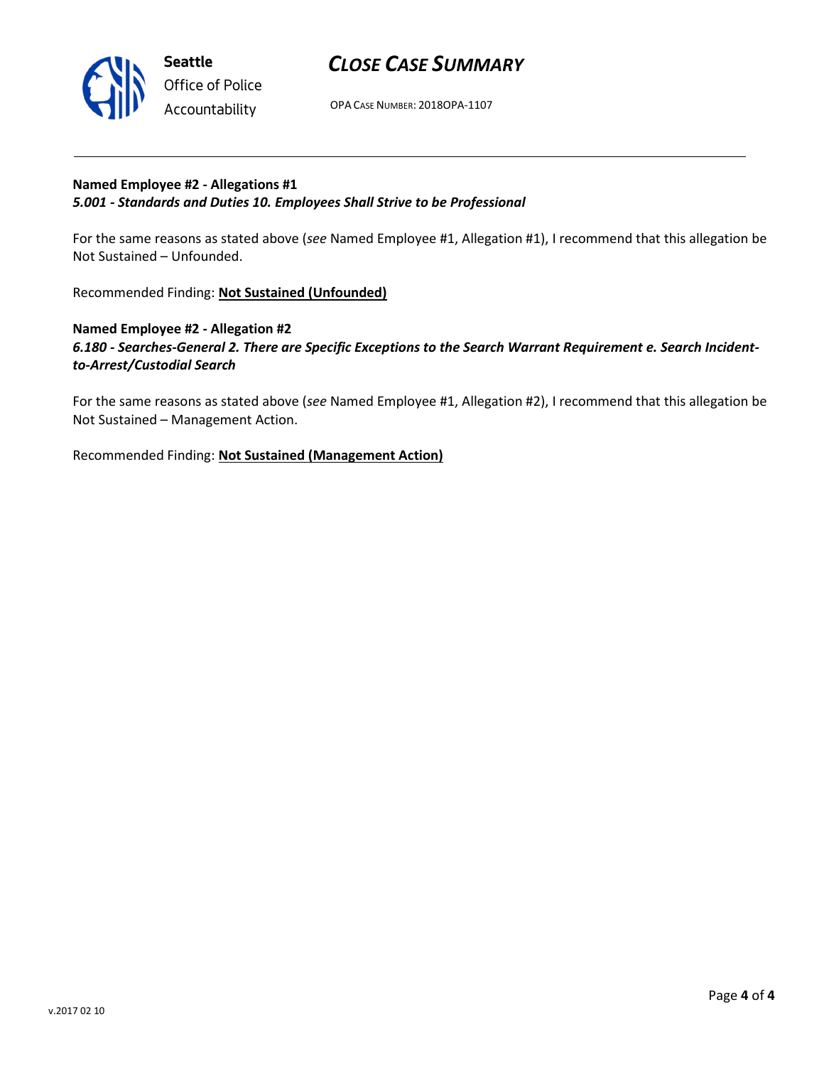**Named Employee #2 - Allegations #1**
***5.001 - Standards and Duties 10. Employees Shall Strive to be Professional***

For the same reasons as stated above (*see* Named Employee #1, Allegation #1), I recommend that this allegation be Not Sustained – Unfounded.

Recommended Finding: **Not Sustained (Unfounded)**

**Named Employee #2 - Allegation #2**
***6.180 - Searches-General 2. There are Specific Exceptions to the Search Warrant Requirement e. Search Incident-to-Arrest/Custodial Search***

For the same reasons as stated above (*see* Named Employee #1, Allegation #2), I recommend that this allegation be Not Sustained – Management Action.

Recommended Finding: **Not Sustained (Management Action)**